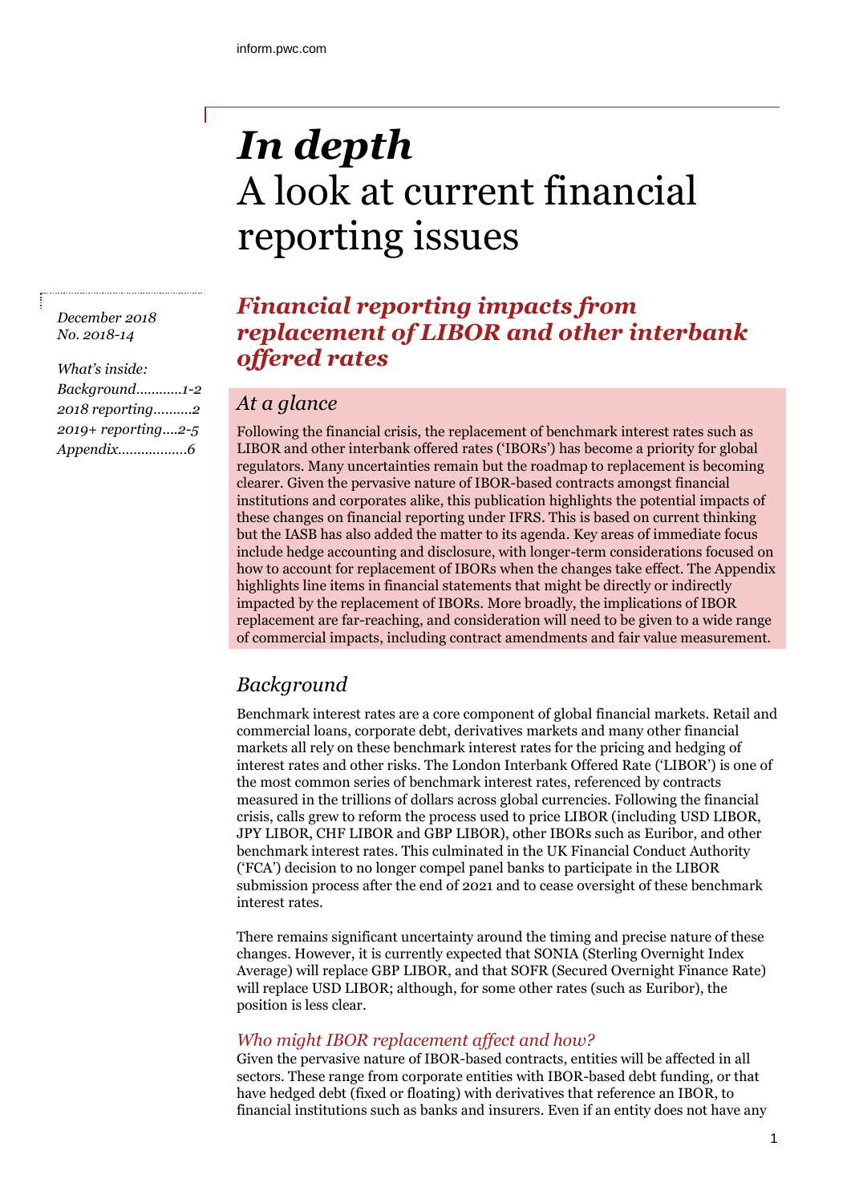inform.pwc.com

# *In depth*

# A look at current financial reporting issues

*December 2018*
*No. 2018-14*

*What's inside:*
*Background...........1-2*
*2018 reporting.........2*
*2019+ reporting....2-5*
*Appendix.................6*

## *Financial reporting impacts from replacement of LIBOR and other interbank offered rates*

### *At a glance*

Following the financial crisis, the replacement of benchmark interest rates such as LIBOR and other interbank offered rates ('IBORs') has become a priority for global regulators. Many uncertainties remain but the roadmap to replacement is becoming clearer. Given the pervasive nature of IBOR-based contracts amongst financial institutions and corporates alike, this publication highlights the potential impacts of these changes on financial reporting under IFRS. This is based on current thinking but the IASB has also added the matter to its agenda. Key areas of immediate focus include hedge accounting and disclosure, with longer-term considerations focused on how to account for replacement of IBORs when the changes take effect. The Appendix highlights line items in financial statements that might be directly or indirectly impacted by the replacement of IBORs. More broadly, the implications of IBOR replacement are far-reaching, and consideration will need to be given to a wide range of commercial impacts, including contract amendments and fair value measurement.

### *Background*

Benchmark interest rates are a core component of global financial markets. Retail and commercial loans, corporate debt, derivatives markets and many other financial markets all rely on these benchmark interest rates for the pricing and hedging of interest rates and other risks. The London Interbank Offered Rate ('LIBOR') is one of the most common series of benchmark interest rates, referenced by contracts measured in the trillions of dollars across global currencies. Following the financial crisis, calls grew to reform the process used to price LIBOR (including USD LIBOR, JPY LIBOR, CHF LIBOR and GBP LIBOR), other IBORs such as Euribor, and other benchmark interest rates. This culminated in the UK Financial Conduct Authority ('FCA') decision to no longer compel panel banks to participate in the LIBOR submission process after the end of 2021 and to cease oversight of these benchmark interest rates.

There remains significant uncertainty around the timing and precise nature of these changes. However, it is currently expected that SONIA (Sterling Overnight Index Average) will replace GBP LIBOR, and that SOFR (Secured Overnight Finance Rate) will replace USD LIBOR; although, for some other rates (such as Euribor), the position is less clear.

#### *Who might IBOR replacement affect and how?*

Given the pervasive nature of IBOR-based contracts, entities will be affected in all sectors. These range from corporate entities with IBOR-based debt funding, or that have hedged debt (fixed or floating) with derivatives that reference an IBOR, to financial institutions such as banks and insurers. Even if an entity does not have any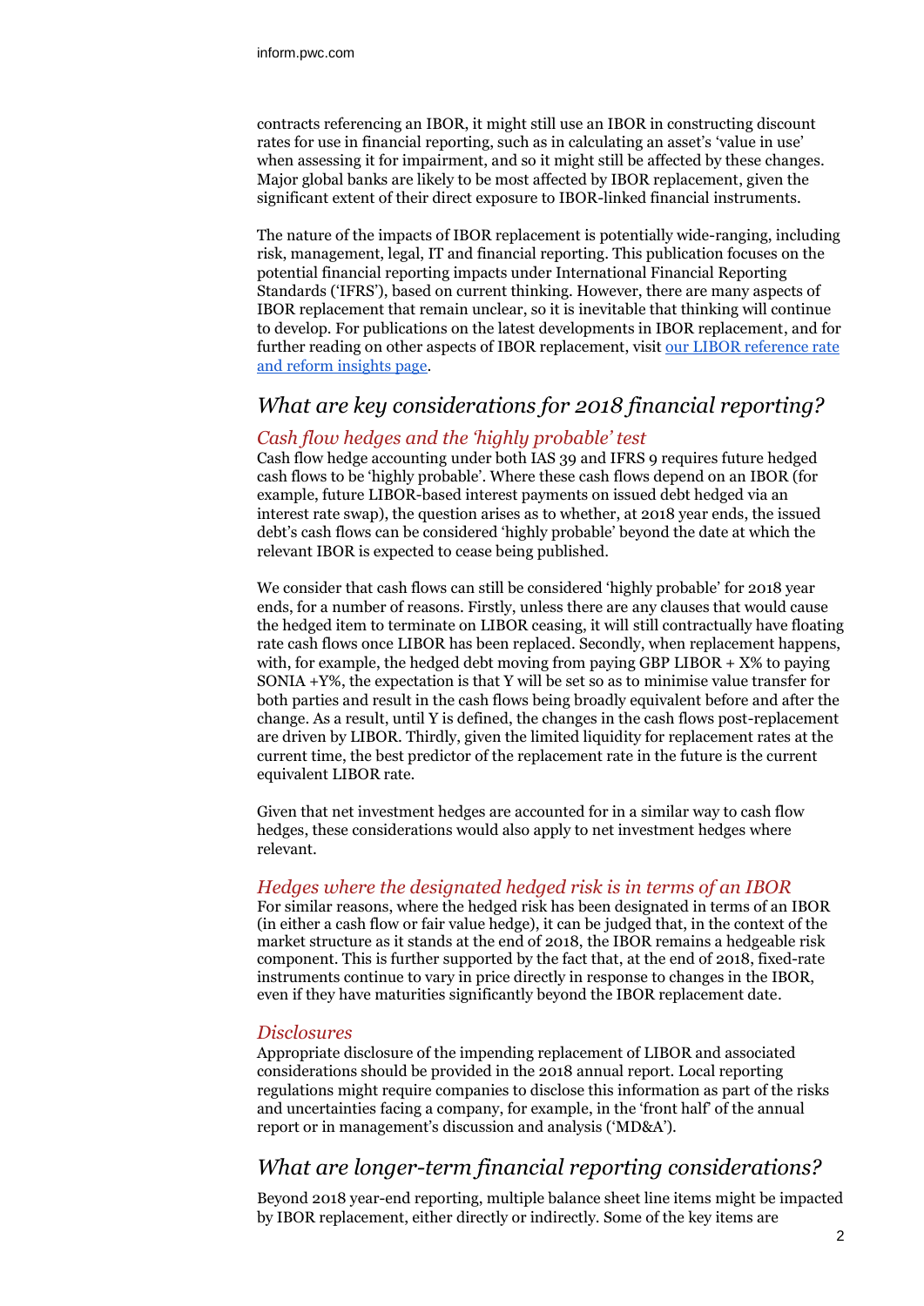contracts referencing an IBOR, it might still use an IBOR in constructing discount rates for use in financial reporting, such as in calculating an asset's 'value in use' when assessing it for impairment, and so it might still be affected by these changes. Major global banks are likely to be most affected by IBOR replacement, given the significant extent of their direct exposure to IBOR-linked financial instruments.

The nature of the impacts of IBOR replacement is potentially wide-ranging, including risk, management, legal, IT and financial reporting. This publication focuses on the potential financial reporting impacts under International Financial Reporting Standards ('IFRS'), based on current thinking. However, there are many aspects of IBOR replacement that remain unclear, so it is inevitable that thinking will continue to develop. For publications on the latest developments in IBOR replacement, and for further reading on other aspects of IBOR replacement, visit our LIBOR reference rate and reform insights page.

## *What are key considerations for 2018 financial reporting?*

### *Cash flow hedges and the 'highly probable' test*

Cash flow hedge accounting under both IAS 39 and IFRS 9 requires future hedged cash flows to be 'highly probable'. Where these cash flows depend on an IBOR (for example, future LIBOR-based interest payments on issued debt hedged via an interest rate swap), the question arises as to whether, at 2018 year ends, the issued debt's cash flows can be considered 'highly probable' beyond the date at which the relevant IBOR is expected to cease being published.

We consider that cash flows can still be considered 'highly probable' for 2018 year ends, for a number of reasons. Firstly, unless there are any clauses that would cause the hedged item to terminate on LIBOR ceasing, it will still contractually have floating rate cash flows once LIBOR has been replaced. Secondly, when replacement happens, with, for example, the hedged debt moving from paying GBP LIBOR + X% to paying SONIA +Y%, the expectation is that Y will be set so as to minimise value transfer for both parties and result in the cash flows being broadly equivalent before and after the change. As a result, until Y is defined, the changes in the cash flows post-replacement are driven by LIBOR. Thirdly, given the limited liquidity for replacement rates at the current time, the best predictor of the replacement rate in the future is the current equivalent LIBOR rate.

Given that net investment hedges are accounted for in a similar way to cash flow hedges, these considerations would also apply to net investment hedges where relevant.

### *Hedges where the designated hedged risk is in terms of an IBOR*

For similar reasons, where the hedged risk has been designated in terms of an IBOR (in either a cash flow or fair value hedge), it can be judged that, in the context of the market structure as it stands at the end of 2018, the IBOR remains a hedgeable risk component. This is further supported by the fact that, at the end of 2018, fixed-rate instruments continue to vary in price directly in response to changes in the IBOR, even if they have maturities significantly beyond the IBOR replacement date.

### *Disclosures*

Appropriate disclosure of the impending replacement of LIBOR and associated considerations should be provided in the 2018 annual report. Local reporting regulations might require companies to disclose this information as part of the risks and uncertainties facing a company, for example, in the 'front half' of the annual report or in management's discussion and analysis ('MD&A').

## *What are longer-term financial reporting considerations?*

Beyond 2018 year-end reporting, multiple balance sheet line items might be impacted by IBOR replacement, either directly or indirectly. Some of the key items are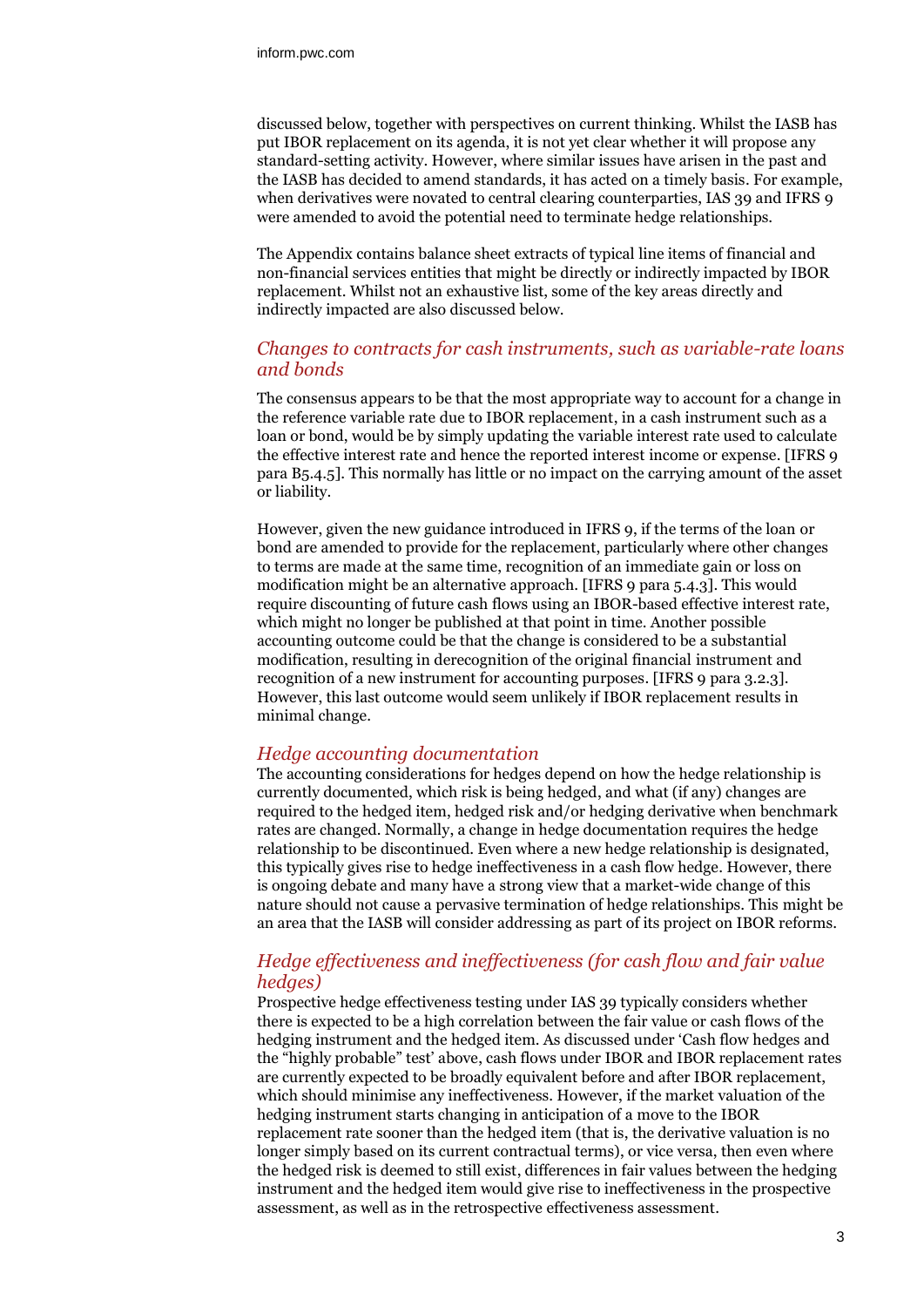discussed below, together with perspectives on current thinking. Whilst the IASB has put IBOR replacement on its agenda, it is not yet clear whether it will propose any standard-setting activity. However, where similar issues have arisen in the past and the IASB has decided to amend standards, it has acted on a timely basis. For example, when derivatives were novated to central clearing counterparties, IAS 39 and IFRS 9 were amended to avoid the potential need to terminate hedge relationships.

The Appendix contains balance sheet extracts of typical line items of financial and non-financial services entities that might be directly or indirectly impacted by IBOR replacement. Whilst not an exhaustive list, some of the key areas directly and indirectly impacted are also discussed below.

### *Changes to contracts for cash instruments, such as variable-rate loans and bonds*

The consensus appears to be that the most appropriate way to account for a change in the reference variable rate due to IBOR replacement, in a cash instrument such as a loan or bond, would be by simply updating the variable interest rate used to calculate the effective interest rate and hence the reported interest income or expense. [IFRS 9 para B5.4.5]. This normally has little or no impact on the carrying amount of the asset or liability.

However, given the new guidance introduced in IFRS 9, if the terms of the loan or bond are amended to provide for the replacement, particularly where other changes to terms are made at the same time, recognition of an immediate gain or loss on modification might be an alternative approach. [IFRS 9 para 5.4.3]. This would require discounting of future cash flows using an IBOR-based effective interest rate, which might no longer be published at that point in time. Another possible accounting outcome could be that the change is considered to be a substantial modification, resulting in derecognition of the original financial instrument and recognition of a new instrument for accounting purposes. [IFRS 9 para 3.2.3]. However, this last outcome would seem unlikely if IBOR replacement results in minimal change.

### *Hedge accounting documentation*

The accounting considerations for hedges depend on how the hedge relationship is currently documented, which risk is being hedged, and what (if any) changes are required to the hedged item, hedged risk and/or hedging derivative when benchmark rates are changed. Normally, a change in hedge documentation requires the hedge relationship to be discontinued. Even where a new hedge relationship is designated, this typically gives rise to hedge ineffectiveness in a cash flow hedge. However, there is ongoing debate and many have a strong view that a market-wide change of this nature should not cause a pervasive termination of hedge relationships. This might be an area that the IASB will consider addressing as part of its project on IBOR reforms.

### *Hedge effectiveness and ineffectiveness (for cash flow and fair value hedges)*

Prospective hedge effectiveness testing under IAS 39 typically considers whether there is expected to be a high correlation between the fair value or cash flows of the hedging instrument and the hedged item. As discussed under 'Cash flow hedges and the "highly probable" test' above, cash flows under IBOR and IBOR replacement rates are currently expected to be broadly equivalent before and after IBOR replacement, which should minimise any ineffectiveness. However, if the market valuation of the hedging instrument starts changing in anticipation of a move to the IBOR replacement rate sooner than the hedged item (that is, the derivative valuation is no longer simply based on its current contractual terms), or vice versa, then even where the hedged risk is deemed to still exist, differences in fair values between the hedging instrument and the hedged item would give rise to ineffectiveness in the prospective assessment, as well as in the retrospective effectiveness assessment.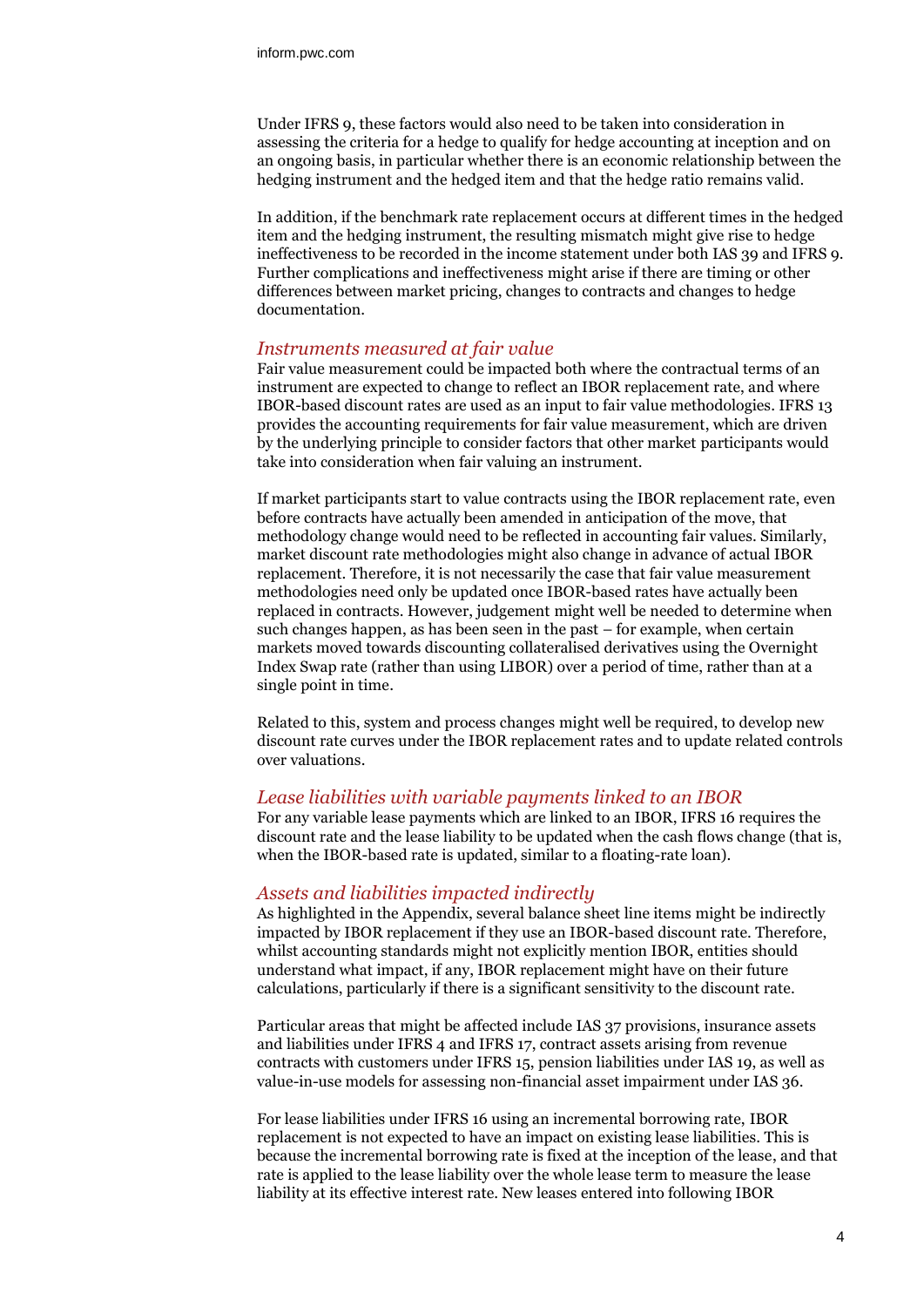Under IFRS 9, these factors would also need to be taken into consideration in assessing the criteria for a hedge to qualify for hedge accounting at inception and on an ongoing basis, in particular whether there is an economic relationship between the hedging instrument and the hedged item and that the hedge ratio remains valid.

In addition, if the benchmark rate replacement occurs at different times in the hedged item and the hedging instrument, the resulting mismatch might give rise to hedge ineffectiveness to be recorded in the income statement under both IAS 39 and IFRS 9. Further complications and ineffectiveness might arise if there are timing or other differences between market pricing, changes to contracts and changes to hedge documentation.

### *Instruments measured at fair value*

Fair value measurement could be impacted both where the contractual terms of an instrument are expected to change to reflect an IBOR replacement rate, and where IBOR-based discount rates are used as an input to fair value methodologies. IFRS 13 provides the accounting requirements for fair value measurement, which are driven by the underlying principle to consider factors that other market participants would take into consideration when fair valuing an instrument.

If market participants start to value contracts using the IBOR replacement rate, even before contracts have actually been amended in anticipation of the move, that methodology change would need to be reflected in accounting fair values. Similarly, market discount rate methodologies might also change in advance of actual IBOR replacement. Therefore, it is not necessarily the case that fair value measurement methodologies need only be updated once IBOR-based rates have actually been replaced in contracts. However, judgement might well be needed to determine when such changes happen, as has been seen in the past – for example, when certain markets moved towards discounting collateralised derivatives using the Overnight Index Swap rate (rather than using LIBOR) over a period of time, rather than at a single point in time.

Related to this, system and process changes might well be required, to develop new discount rate curves under the IBOR replacement rates and to update related controls over valuations.

### *Lease liabilities with variable payments linked to an IBOR*

For any variable lease payments which are linked to an IBOR, IFRS 16 requires the discount rate and the lease liability to be updated when the cash flows change (that is, when the IBOR-based rate is updated, similar to a floating-rate loan).

### *Assets and liabilities impacted indirectly*

As highlighted in the Appendix, several balance sheet line items might be indirectly impacted by IBOR replacement if they use an IBOR-based discount rate. Therefore, whilst accounting standards might not explicitly mention IBOR, entities should understand what impact, if any, IBOR replacement might have on their future calculations, particularly if there is a significant sensitivity to the discount rate.

Particular areas that might be affected include IAS 37 provisions, insurance assets and liabilities under IFRS 4 and IFRS 17, contract assets arising from revenue contracts with customers under IFRS 15, pension liabilities under IAS 19, as well as value-in-use models for assessing non-financial asset impairment under IAS 36.

For lease liabilities under IFRS 16 using an incremental borrowing rate, IBOR replacement is not expected to have an impact on existing lease liabilities. This is because the incremental borrowing rate is fixed at the inception of the lease, and that rate is applied to the lease liability over the whole lease term to measure the lease liability at its effective interest rate. New leases entered into following IBOR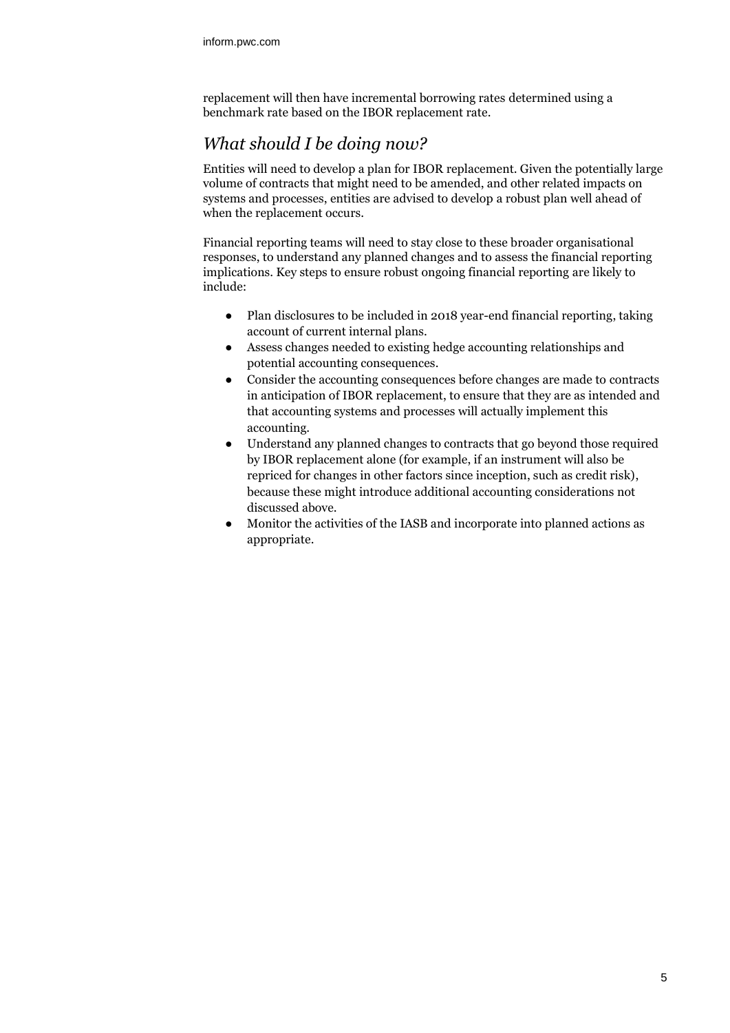replacement will then have incremental borrowing rates determined using a benchmark rate based on the IBOR replacement rate.

## *What should I be doing now?*

Entities will need to develop a plan for IBOR replacement. Given the potentially large volume of contracts that might need to be amended, and other related impacts on systems and processes, entities are advised to develop a robust plan well ahead of when the replacement occurs.

Financial reporting teams will need to stay close to these broader organisational responses, to understand any planned changes and to assess the financial reporting implications. Key steps to ensure robust ongoing financial reporting are likely to include:

- Plan disclosures to be included in 2018 year-end financial reporting, taking account of current internal plans.
- Assess changes needed to existing hedge accounting relationships and potential accounting consequences.
- Consider the accounting consequences before changes are made to contracts in anticipation of IBOR replacement, to ensure that they are as intended and that accounting systems and processes will actually implement this accounting.
- Understand any planned changes to contracts that go beyond those required by IBOR replacement alone (for example, if an instrument will also be repriced for changes in other factors since inception, such as credit risk), because these might introduce additional accounting considerations not discussed above.
- Monitor the activities of the IASB and incorporate into planned actions as appropriate.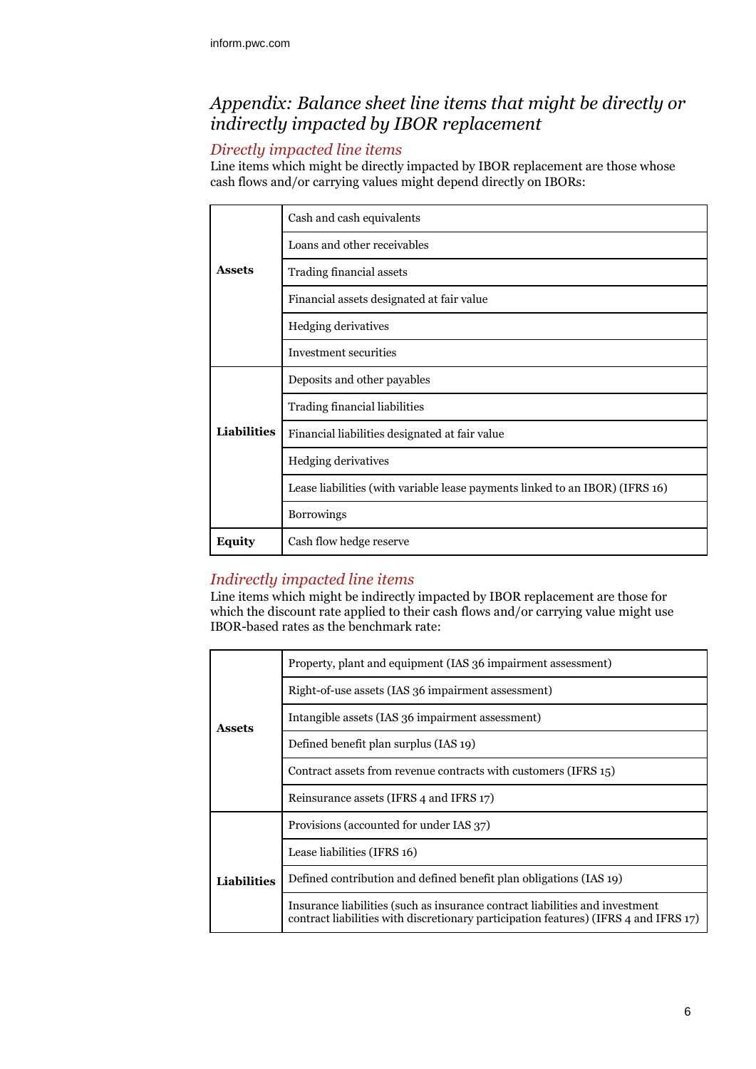# *Appendix: Balance sheet line items that might be directly or indirectly impacted by IBOR replacement*

## *Directly impacted line items*

Line items which might be directly impacted by IBOR replacement are those whose cash flows and/or carrying values might depend directly on IBORs:

| | |
|---|---|
| **Assets** | Cash and cash equivalents |
| | Loans and other receivables |
| | Trading financial assets |
| | Financial assets designated at fair value |
| | Hedging derivatives |
| | Investment securities |
| **Liabilities** | Deposits and other payables |
| | Trading financial liabilities |
| | Financial liabilities designated at fair value |
| | Hedging derivatives |
| | Lease liabilities (with variable lease payments linked to an IBOR) (IFRS 16) |
| | Borrowings |
| **Equity** | Cash flow hedge reserve |

## *Indirectly impacted line items*

Line items which might be indirectly impacted by IBOR replacement are those for which the discount rate applied to their cash flows and/or carrying value might use IBOR-based rates as the benchmark rate:

| | |
|---|---|
| **Assets** | Property, plant and equipment (IAS 36 impairment assessment) |
| | Right-of-use assets (IAS 36 impairment assessment) |
| | Intangible assets (IAS 36 impairment assessment) |
| | Defined benefit plan surplus (IAS 19) |
| | Contract assets from revenue contracts with customers (IFRS 15) |
| | Reinsurance assets (IFRS 4 and IFRS 17) |
| **Liabilities** | Provisions (accounted for under IAS 37) |
| | Lease liabilities (IFRS 16) |
| | Defined contribution and defined benefit plan obligations (IAS 19) |
| | Insurance liabilities (such as insurance contract liabilities and investment contract liabilities with discretionary participation features) (IFRS 4 and IFRS 17) |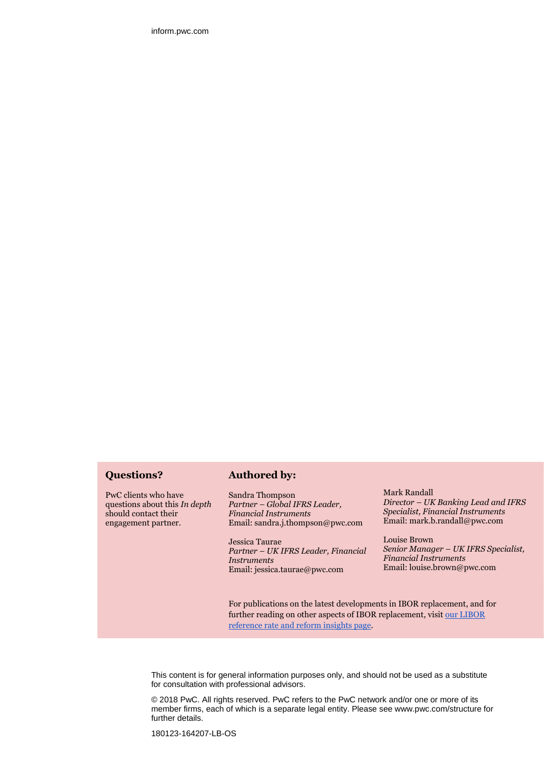inform.pwc.com

**Questions?**

PwC clients who have questions about this *In depth* should contact their engagement partner.

**Authored by:**

Sandra Thompson
*Partner – Global IFRS Leader, Financial Instruments*
Email: sandra.j.thompson@pwc.com

Jessica Taurae
*Partner – UK IFRS Leader, Financial Instruments*
Email: jessica.taurae@pwc.com

Mark Randall
*Director – UK Banking Lead and IFRS Specialist, Financial Instruments*
Email: mark.b.randall@pwc.com

Louise Brown
*Senior Manager – UK IFRS Specialist, Financial Instruments*
Email: louise.brown@pwc.com

For publications on the latest developments in IBOR replacement, and for further reading on other aspects of IBOR replacement, visit our LIBOR reference rate and reform insights page.

This content is for general information purposes only, and should not be used as a substitute for consultation with professional advisors.

© 2018 PwC. All rights reserved. PwC refers to the PwC network and/or one or more of its member firms, each of which is a separate legal entity. Please see www.pwc.com/structure for further details.

180123-164207-LB-OS